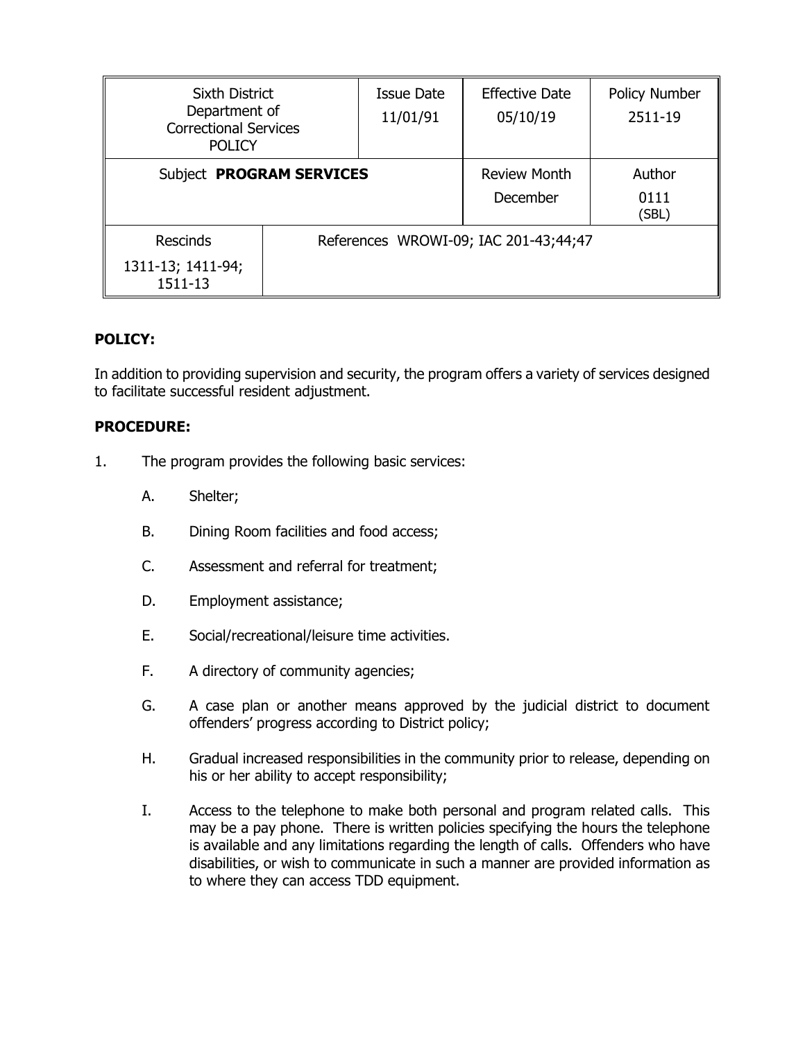| Sixth District Department of Correctional Services POLICY | | Issue Date 11/01/91 | Effective Date 05/10/19 | Policy Number 2511-19 |
|---|---|---|---|---|
| Subject **PROGRAM SERVICES** | | | Review Month December | Author 0111 (SBL) |
| Rescinds 1311-13; 1411-94; 1511-13 | References WROWI-09; IAC 201-43;44;47 | | | |

**POLICY:**

In addition to providing supervision and security, the program offers a variety of services designed to facilitate successful resident adjustment.

**PROCEDURE:**

1. The program provides the following basic services:

   A. Shelter;

   B. Dining Room facilities and food access;

   C. Assessment and referral for treatment;

   D. Employment assistance;

   E. Social/recreational/leisure time activities.

   F. A directory of community agencies;

   G. A case plan or another means approved by the judicial district to document offenders' progress according to District policy;

   H. Gradual increased responsibilities in the community prior to release, depending on his or her ability to accept responsibility;

   I. Access to the telephone to make both personal and program related calls. This may be a pay phone. There is written policies specifying the hours the telephone is available and any limitations regarding the length of calls. Offenders who have disabilities, or wish to communicate in such a manner are provided information as to where they can access TDD equipment.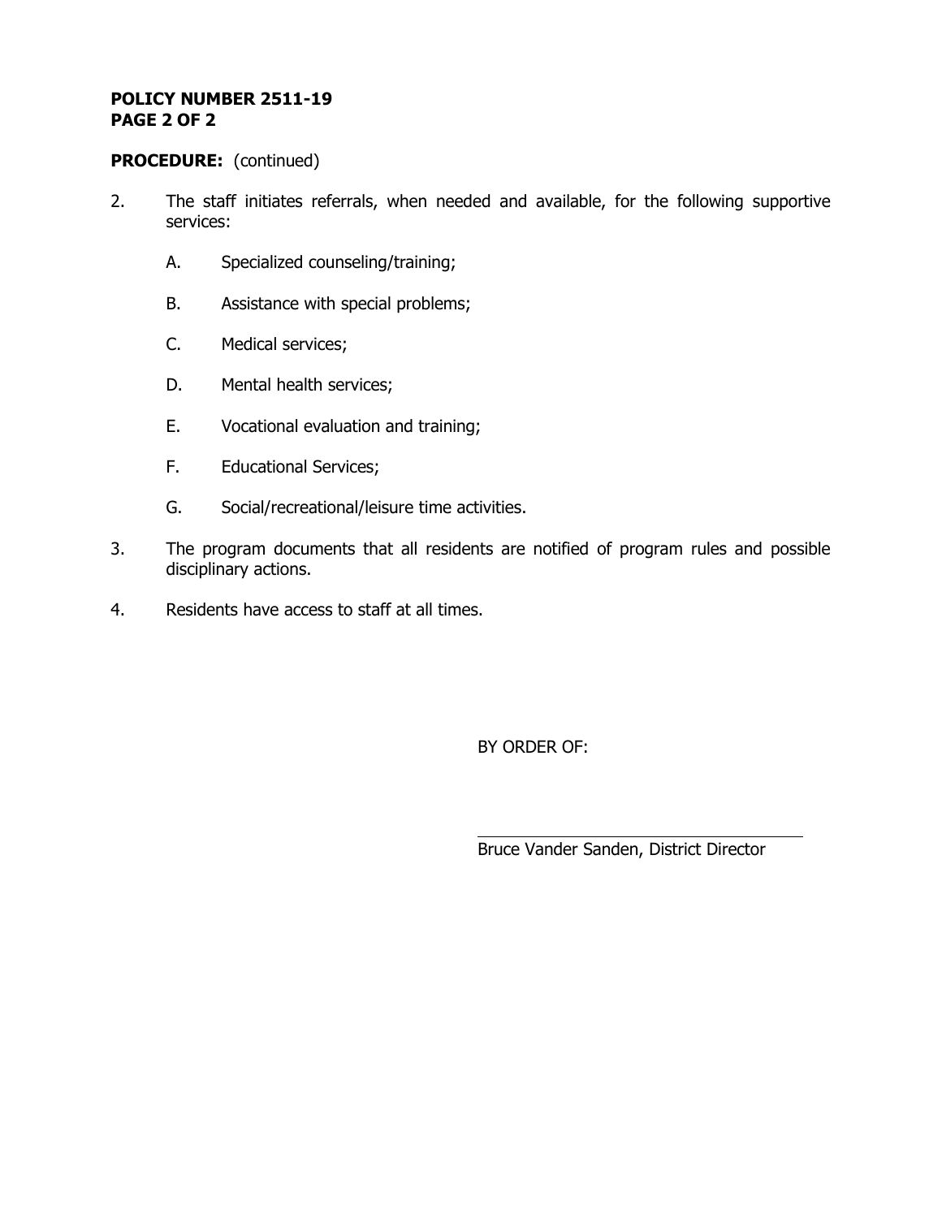**POLICY NUMBER 2511-19**
**PAGE 2 OF 2**

**PROCEDURE:** (continued)

2. The staff initiates referrals, when needed and available, for the following supportive services:

   A. Specialized counseling/training;

   B. Assistance with special problems;

   C. Medical services;

   D. Mental health services;

   E. Vocational evaluation and training;

   F. Educational Services;

   G. Social/recreational/leisure time activities.

3. The program documents that all residents are notified of program rules and possible disciplinary actions.

4. Residents have access to staff at all times.

BY ORDER OF:

Bruce Vander Sanden, District Director